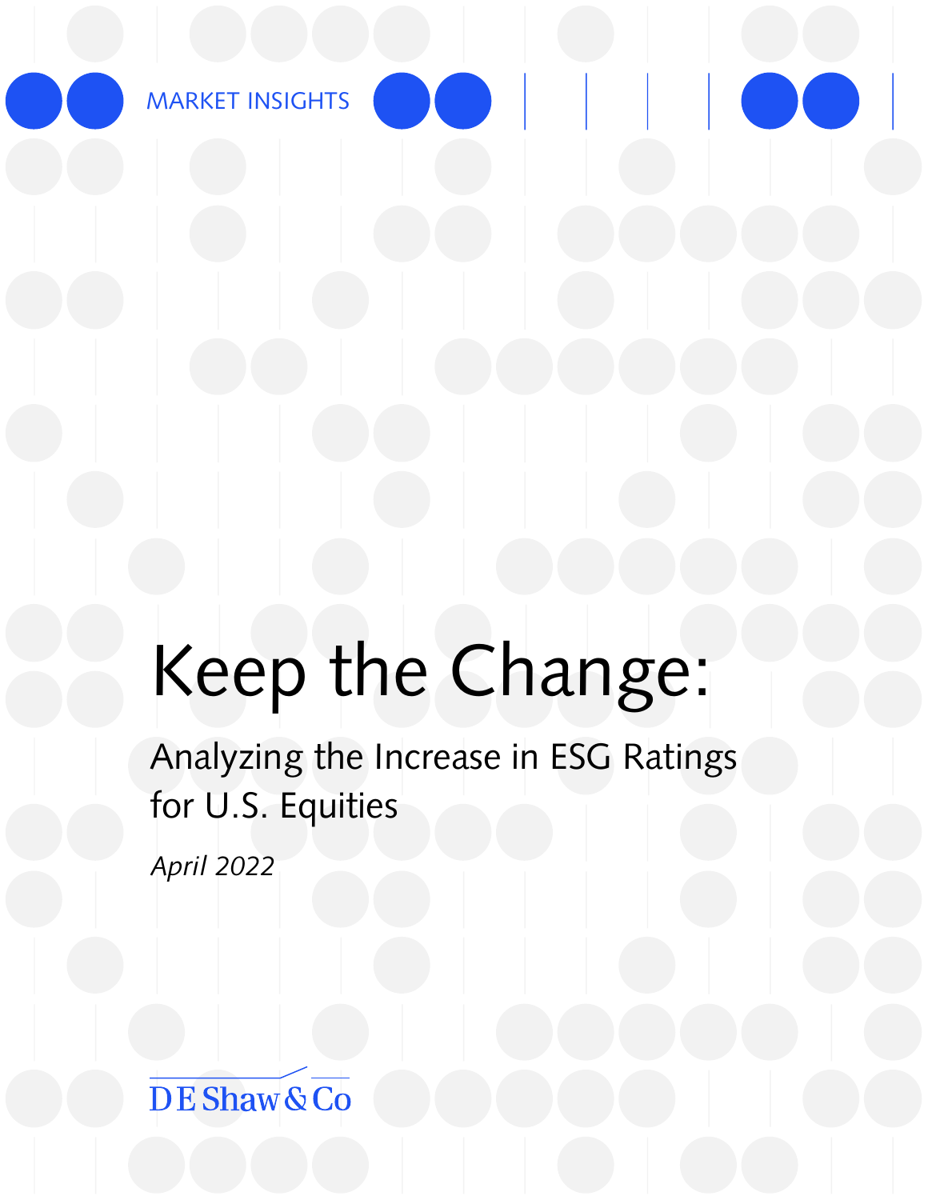MARKET INSIGHTS

# Keep the Change:

## Analyzing the Increase in ESG Ratings for U.S. Equities

*April 2022*

D E Shaw & Co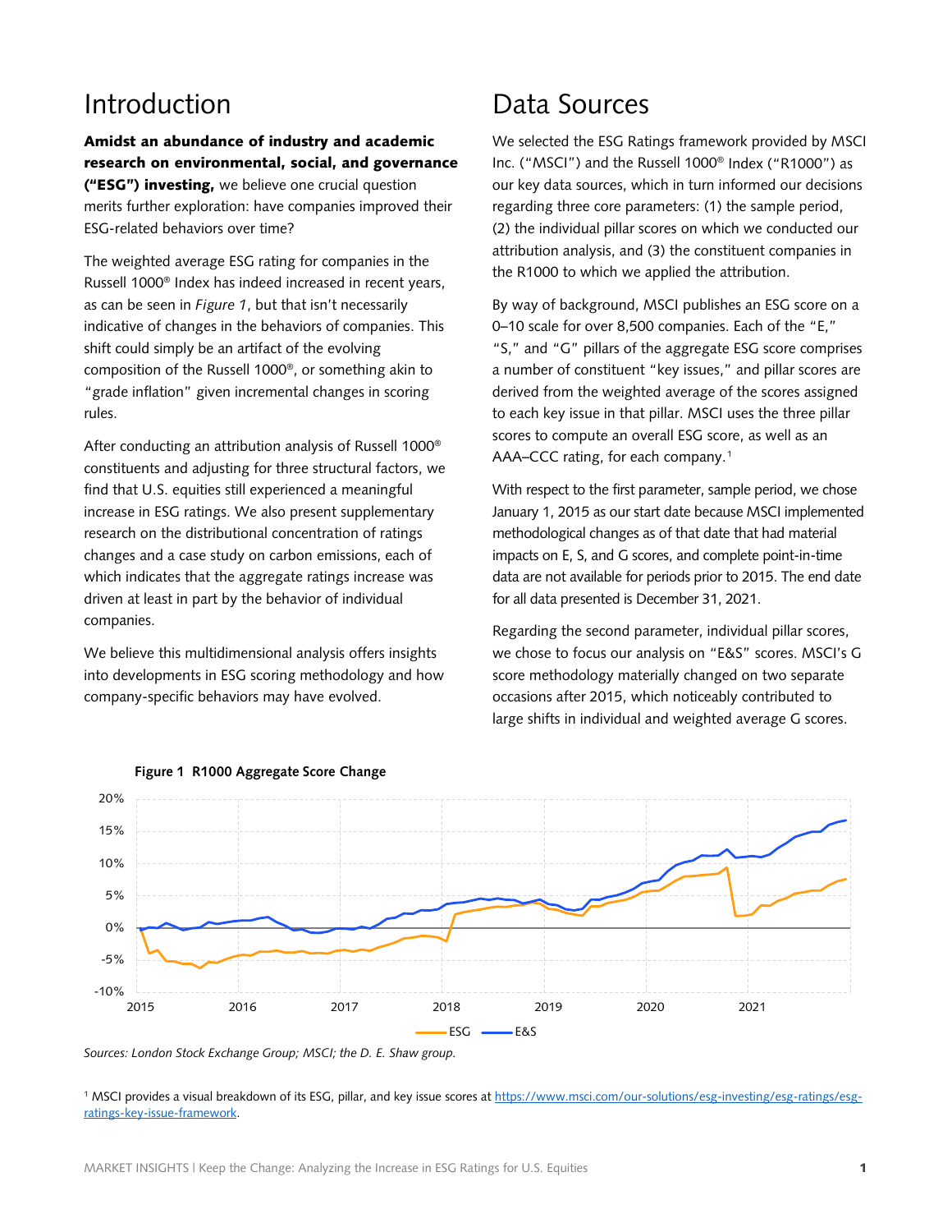# Introduction

**Amidst an abundance of industry and academic research on environmental, social, and governance ("ESG") investing,** we believe one crucial question merits further exploration: have companies improved their ESG-related behaviors over time?

The weighted average ESG rating for companies in the Russell 1000® Index has indeed increased in recent years, as can be seen in *Figure 1*, but that isn't necessarily indicative of changes in the behaviors of companies. This shift could simply be an artifact of the evolving composition of the Russell 1000®, or something akin to "grade inflation" given incremental changes in scoring rules.

After conducting an attribution analysis of Russell 1000® constituents and adjusting for three structural factors, we find that U.S. equities still experienced a meaningful increase in ESG ratings. We also present supplementary research on the distributional concentration of ratings changes and a case study on carbon emissions, each of which indicates that the aggregate ratings increase was driven at least in part by the behavior of individual companies.

We believe this multidimensional analysis offers insights into developments in ESG scoring methodology and how company-specific behaviors may have evolved.

# Data Sources

We selected the ESG Ratings framework provided by MSCI Inc. ("MSCI") and the Russell 1000® Index ("R1000") as our key data sources, which in turn informed our decisions regarding three core parameters: (1) the sample period, (2) the individual pillar scores on which we conducted our attribution analysis, and (3) the constituent companies in the R1000 to which we applied the attribution.

By way of background, MSCI publishes an ESG score on a 0–10 scale for over 8,500 companies. Each of the "E," "S," and "G" pillars of the aggregate ESG score comprises a number of constituent "key issues," and pillar scores are derived from the weighted average of the scores assigned to each key issue in that pillar. MSCI uses the three pillar scores to compute an overall ESG score, as well as an AAA–CCC rating, for each company.[1]

With respect to the first parameter, sample period, we chose January 1, 2015 as our start date because MSCI implemented methodological changes as of that date that had material impacts on E, S, and G scores, and complete point-in-time data are not available for periods prior to 2015. The end date for all data presented is December 31, 2021.

Regarding the second parameter, individual pillar scores, we chose to focus our analysis on "E&S" scores. MSCI's G score methodology materially changed on two separate occasions after 2015, which noticeably contributed to large shifts in individual and weighted average G scores.

**Figure 1 R1000 Aggregate Score Change**

*Sources: London Stock Exchange Group; MSCI; the D. E. Shaw group.*

[1] MSCI provides a visual breakdown of its ESG, pillar, and key issue scores at https://www.msci.com/our-solutions/esg-investing/esg-ratings/esg-ratings-key-issue-framework.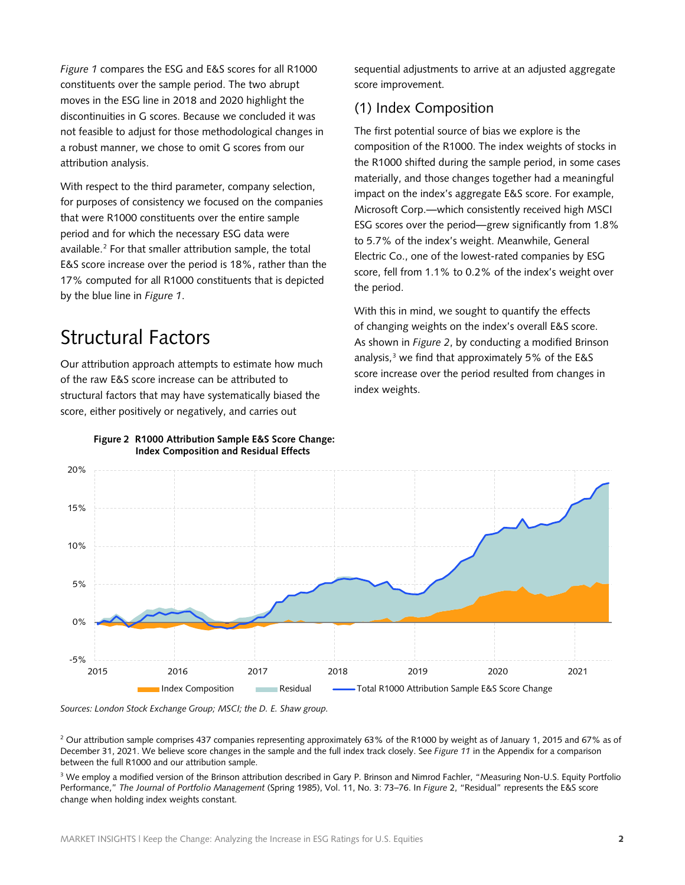*Figure 1* compares the ESG and E&S scores for all R1000 constituents over the sample period. The two abrupt moves in the ESG line in 2018 and 2020 highlight the discontinuities in G scores. Because we concluded it was not feasible to adjust for those methodological changes in a robust manner, we chose to omit G scores from our attribution analysis.

With respect to the third parameter, company selection, for purposes of consistency we focused on the companies that were R1000 constituents over the entire sample period and for which the necessary ESG data were available.[2] For that smaller attribution sample, the total E&S score increase over the period is 18%, rather than the 17% computed for all R1000 constituents that is depicted by the blue line in *Figure 1*.

# Structural Factors

Our attribution approach attempts to estimate how much of the raw E&S score increase can be attributed to structural factors that may have systematically biased the score, either positively or negatively, and carries out sequential adjustments to arrive at an adjusted aggregate score improvement.

## (1) Index Composition

The first potential source of bias we explore is the composition of the R1000. The index weights of stocks in the R1000 shifted during the sample period, in some cases materially, and those changes together had a meaningful impact on the index's aggregate E&S score. For example, Microsoft Corp.—which consistently received high MSCI ESG scores over the period—grew significantly from 1.8% to 5.7% of the index's weight. Meanwhile, General Electric Co., one of the lowest-rated companies by ESG score, fell from 1.1% to 0.2% of the index's weight over the period.

With this in mind, we sought to quantify the effects of changing weights on the index's overall E&S score. As shown in *Figure 2*, by conducting a modified Brinson analysis,[3] we find that approximately 5% of the E&S score increase over the period resulted from changes in index weights.

**Figure 2 R1000 Attribution Sample E&S Score Change: Index Composition and Residual Effects**

*Sources: London Stock Exchange Group; MSCI; the D. E. Shaw group.*

[2] Our attribution sample comprises 437 companies representing approximately 63% of the R1000 by weight as of January 1, 2015 and 67% as of December 31, 2021. We believe score changes in the sample and the full index track closely. See *Figure 11* in the Appendix for a comparison between the full R1000 and our attribution sample.

[3] We employ a modified version of the Brinson attribution described in Gary P. Brinson and Nimrod Fachler, "Measuring Non-U.S. Equity Portfolio Performance," *The Journal of Portfolio Management* (Spring 1985), Vol. 11, No. 3: 73–76. In *Figure 2*, "Residual" represents the E&S score change when holding index weights constant.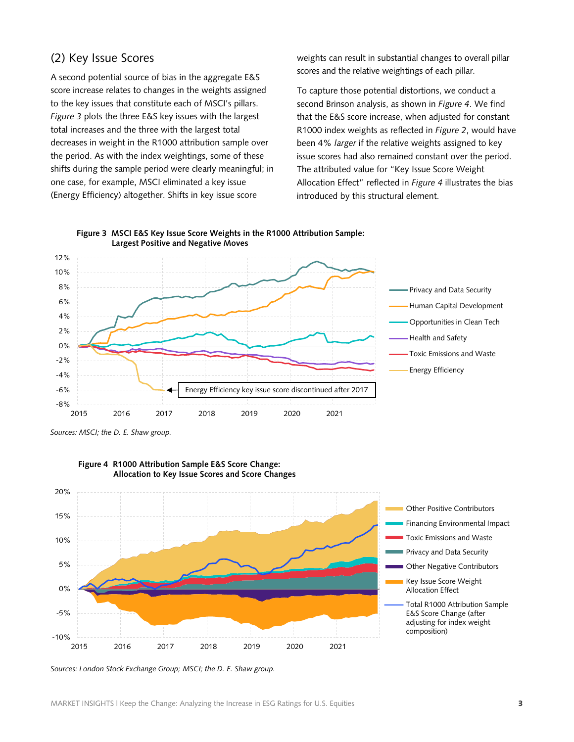## (2) Key Issue Scores

A second potential source of bias in the aggregate E&S score increase relates to changes in the weights assigned to the key issues that constitute each of MSCI's pillars. *Figure 3* plots the three E&S key issues with the largest total increases and the three with the largest total decreases in weight in the R1000 attribution sample over the period. As with the index weightings, some of these shifts during the sample period were clearly meaningful; in one case, for example, MSCI eliminated a key issue (Energy Efficiency) altogether. Shifts in key issue score weights can result in substantial changes to overall pillar scores and the relative weightings of each pillar.

To capture those potential distortions, we conduct a second Brinson analysis, as shown in *Figure 4*. We find that the E&S score increase, when adjusted for constant R1000 index weights as reflected in *Figure 2*, would have been 4% *larger* if the relative weights assigned to key issue scores had also remained constant over the period. The attributed value for "Key Issue Score Weight Allocation Effect" reflected in *Figure 4* illustrates the bias introduced by this structural element.

**Figure 3 MSCI E&S Key Issue Score Weights in the R1000 Attribution Sample: Largest Positive and Negative Moves**

*Sources: MSCI; the D. E. Shaw group.*

**Figure 4 R1000 Attribution Sample E&S Score Change: Allocation to Key Issue Scores and Score Changes**

*Sources: London Stock Exchange Group; MSCI; the D. E. Shaw group.*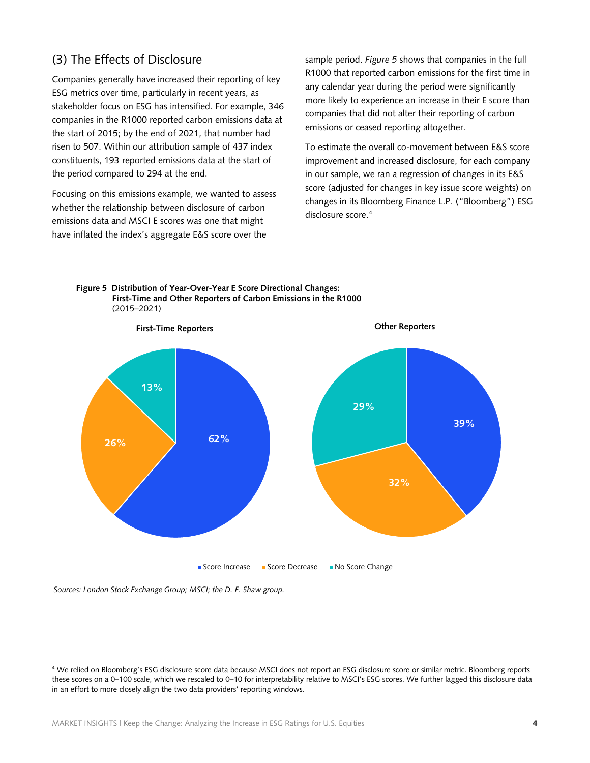## (3) The Effects of Disclosure

Companies generally have increased their reporting of key ESG metrics over time, particularly in recent years, as stakeholder focus on ESG has intensified. For example, 346 companies in the R1000 reported carbon emissions data at the start of 2015; by the end of 2021, that number had risen to 507. Within our attribution sample of 437 index constituents, 193 reported emissions data at the start of the period compared to 294 at the end.

Focusing on this emissions example, we wanted to assess whether the relationship between disclosure of carbon emissions data and MSCI E scores was one that might have inflated the index's aggregate E&S score over the sample period. *Figure 5* shows that companies in the full R1000 that reported carbon emissions for the first time in any calendar year during the period were significantly more likely to experience an increase in their E score than companies that did not alter their reporting of carbon emissions or ceased reporting altogether.

To estimate the overall co-movement between E&S score improvement and increased disclosure, for each company in our sample, we ran a regression of changes in its E&S score (adjusted for changes in key issue score weights) on changes in its Bloomberg Finance L.P. ("Bloomberg") ESG disclosure score.[4]

**Figure 5 Distribution of Year-Over-Year E Score Directional Changes: First-Time and Other Reporters of Carbon Emissions in the R1000** (2015–2021)

| | First-Time Reporters | Other Reporters |
|---|---|---|
| Score Increase | 62% | 39% |
| Score Decrease | 26% | 32% |
| No Score Change | 13% | 29% |

*Sources: London Stock Exchange Group; MSCI; the D. E. Shaw group.*

[4] We relied on Bloomberg's ESG disclosure score data because MSCI does not report an ESG disclosure score or similar metric. Bloomberg reports these scores on a 0–100 scale, which we rescaled to 0–10 for interpretability relative to MSCI's ESG scores. We further lagged this disclosure data in an effort to more closely align the two data providers' reporting windows.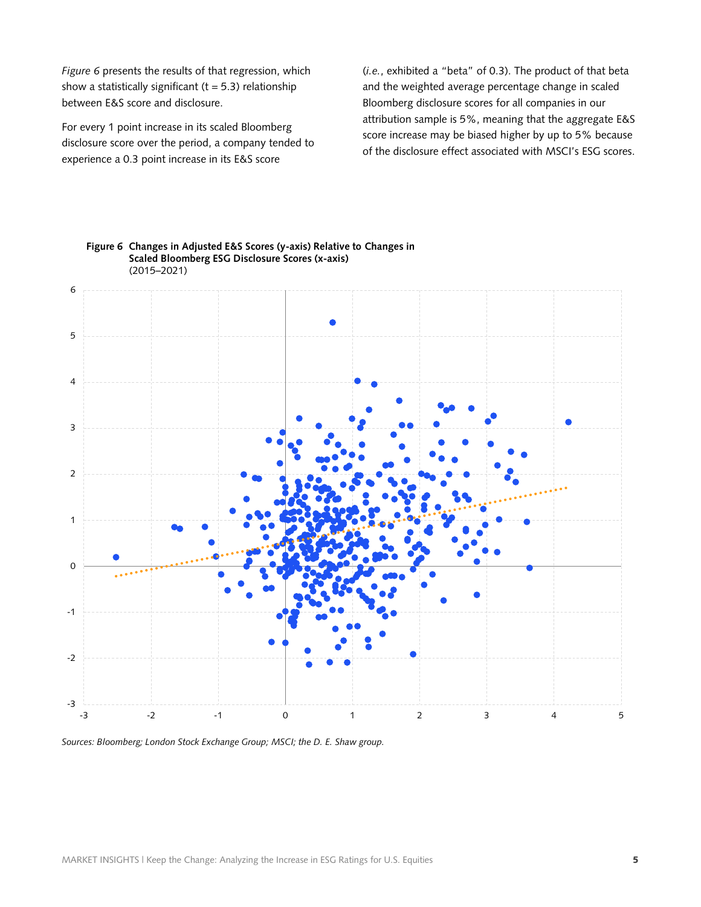*Figure 6* presents the results of that regression, which show a statistically significant (t = 5.3) relationship between E&S score and disclosure.

For every 1 point increase in its scaled Bloomberg disclosure score over the period, a company tended to experience a 0.3 point increase in its E&S score (*i.e.*, exhibited a "beta" of 0.3). The product of that beta and the weighted average percentage change in scaled Bloomberg disclosure scores for all companies in our attribution sample is 5%, meaning that the aggregate E&S score increase may be biased higher by up to 5% because of the disclosure effect associated with MSCI's ESG scores.

**Figure 6 Changes in Adjusted E&S Scores (y-axis) Relative to Changes in Scaled Bloomberg ESG Disclosure Scores (x-axis)**
(2015–2021)

*Sources: Bloomberg; London Stock Exchange Group; MSCI; the D. E. Shaw group.*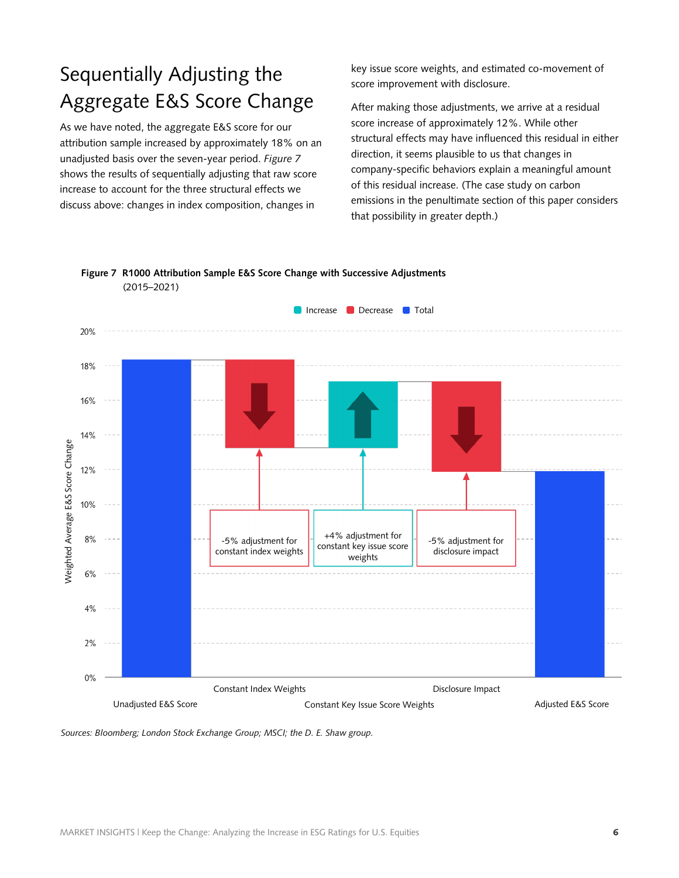## Sequentially Adjusting the Aggregate E&S Score Change

As we have noted, the aggregate E&S score for our attribution sample increased by approximately 18% on an unadjusted basis over the seven-year period. *Figure 7* shows the results of sequentially adjusting that raw score increase to account for the three structural effects we discuss above: changes in index composition, changes in key issue score weights, and estimated co-movement of score improvement with disclosure.

After making those adjustments, we arrive at a residual score increase of approximately 12%. While other structural effects may have influenced this residual in either direction, it seems plausible to us that changes in company-specific behaviors explain a meaningful amount of this residual increase. (The case study on carbon emissions in the penultimate section of this paper considers that possibility in greater depth.)

**Figure 7 R1000 Attribution Sample E&S Score Change with Successive Adjustments** (2015–2021)

Increase | Decrease | Total

Weighted Average E&S Score Change

- Unadjusted E&S Score
- Constant Index Weights: -5% adjustment for constant index weights
- Constant Key Issue Score Weights: +4% adjustment for constant key issue score weights
- Disclosure Impact: -5% adjustment for disclosure impact
- Adjusted E&S Score

*Sources: Bloomberg; London Stock Exchange Group; MSCI; the D. E. Shaw group.*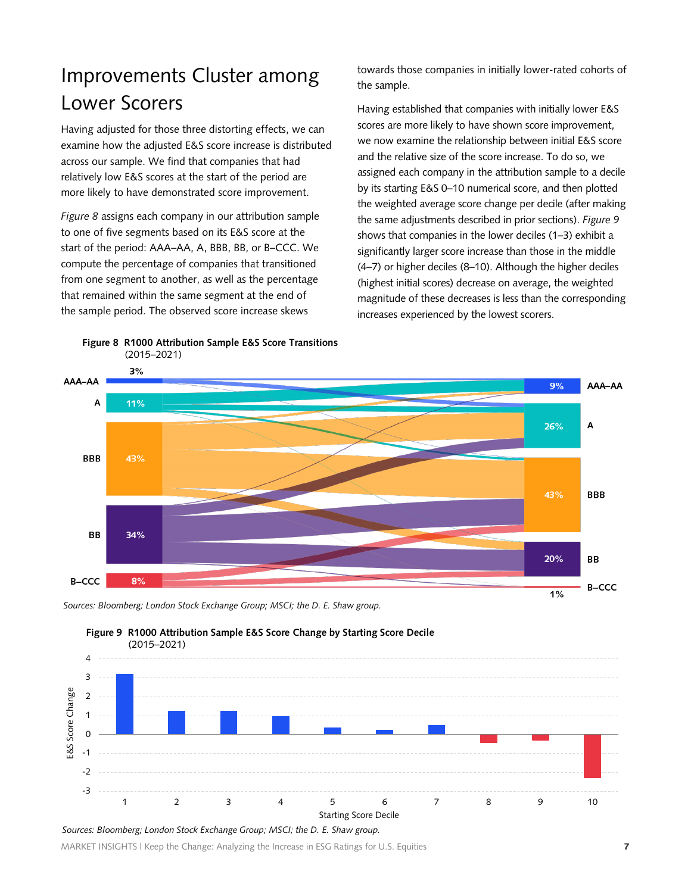## Improvements Cluster among Lower Scorers

Having adjusted for those three distorting effects, we can examine how the adjusted E&S score increase is distributed across our sample. We find that companies that had relatively low E&S scores at the start of the period are more likely to have demonstrated score improvement.

*Figure 8* assigns each company in our attribution sample to one of five segments based on its E&S score at the start of the period: AAA–AA, A, BBB, BB, or B–CCC. We compute the percentage of companies that transitioned from one segment to another, as well as the percentage that remained within the same segment at the end of the sample period. The observed score increase skews towards those companies in initially lower-rated cohorts of the sample.

Having established that companies with initially lower E&S scores are more likely to have shown score improvement, we now examine the relationship between initial E&S score and the relative size of the score increase. To do so, we assigned each company in the attribution sample to a decile by its starting E&S 0–10 numerical score, and then plotted the weighted average score change per decile (after making the same adjustments described in prior sections). *Figure 9* shows that companies in the lower deciles (1–3) exhibit a significantly larger score increase than those in the middle (4–7) or higher deciles (8–10). Although the higher deciles (highest initial scores) decrease on average, the weighted magnitude of these decreases is less than the corresponding increases experienced by the lowest scorers.

**Figure 8 R1000 Attribution Sample E&S Score Transitions** (2015–2021)

*Sources: Bloomberg; London Stock Exchange Group; MSCI; the D. E. Shaw group.*

**Figure 9 R1000 Attribution Sample E&S Score Change by Starting Score Decile** (2015–2021)

*Sources: Bloomberg; London Stock Exchange Group; MSCI; the D. E. Shaw group.*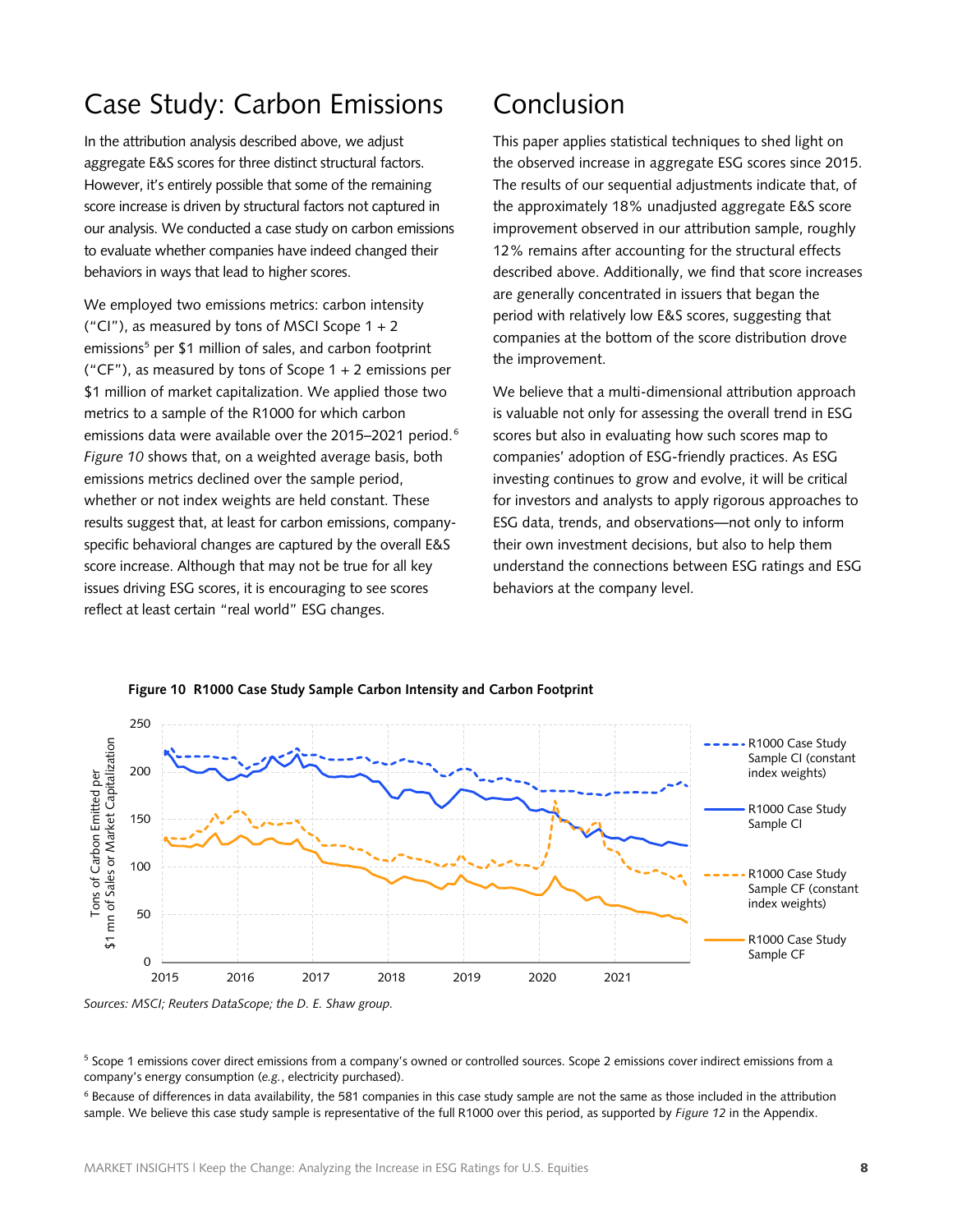## Case Study: Carbon Emissions

In the attribution analysis described above, we adjust aggregate E&S scores for three distinct structural factors. However, it's entirely possible that some of the remaining score increase is driven by structural factors not captured in our analysis. We conducted a case study on carbon emissions to evaluate whether companies have indeed changed their behaviors in ways that lead to higher scores.

We employed two emissions metrics: carbon intensity ("CI"), as measured by tons of MSCI Scope 1 + 2 emissions[5] per $1 million of sales, and carbon footprint ("CF"), as measured by tons of Scope 1 + 2 emissions per $1 million of market capitalization. We applied those two metrics to a sample of the R1000 for which carbon emissions data were available over the 2015–2021 period.[6] *Figure 10* shows that, on a weighted average basis, both emissions metrics declined over the sample period, whether or not index weights are held constant. These results suggest that, at least for carbon emissions, company-specific behavioral changes are captured by the overall E&S score increase. Although that may not be true for all key issues driving ESG scores, it is encouraging to see scores reflect at least certain "real world" ESG changes.

## Conclusion

This paper applies statistical techniques to shed light on the observed increase in aggregate ESG scores since 2015. The results of our sequential adjustments indicate that, of the approximately 18% unadjusted aggregate E&S score improvement observed in our attribution sample, roughly 12% remains after accounting for the structural effects described above. Additionally, we find that score increases are generally concentrated in issuers that began the period with relatively low E&S scores, suggesting that companies at the bottom of the score distribution drove the improvement.

We believe that a multi-dimensional attribution approach is valuable not only for assessing the overall trend in ESG scores but also in evaluating how such scores map to companies' adoption of ESG-friendly practices. As ESG investing continues to grow and evolve, it will be critical for investors and analysts to apply rigorous approaches to ESG data, trends, and observations—not only to inform their own investment decisions, but also to help them understand the connections between ESG ratings and ESG behaviors at the company level.

**Figure 10 R1000 Case Study Sample Carbon Intensity and Carbon Footprint**

*Sources: MSCI; Reuters DataScope; the D. E. Shaw group.*

[5] Scope 1 emissions cover direct emissions from a company's owned or controlled sources. Scope 2 emissions cover indirect emissions from a company's energy consumption (*e.g.*, electricity purchased).

[6] Because of differences in data availability, the 581 companies in this case study sample are not the same as those included in the attribution sample. We believe this case study sample is representative of the full R1000 over this period, as supported by *Figure 12* in the Appendix.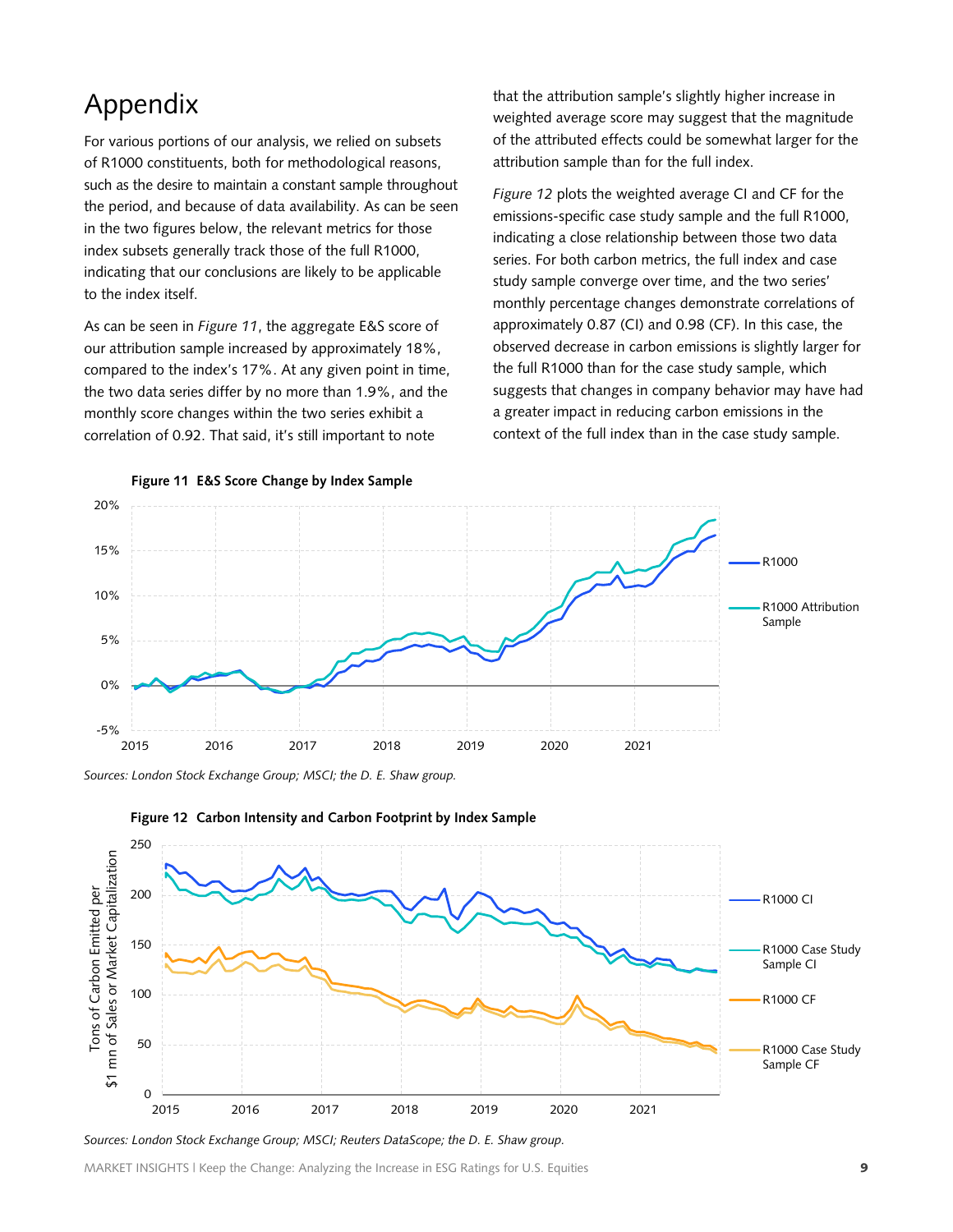# Appendix

For various portions of our analysis, we relied on subsets of R1000 constituents, both for methodological reasons, such as the desire to maintain a constant sample throughout the period, and because of data availability. As can be seen in the two figures below, the relevant metrics for those index subsets generally track those of the full R1000, indicating that our conclusions are likely to be applicable to the index itself.

As can be seen in *Figure 11*, the aggregate E&S score of our attribution sample increased by approximately 18%, compared to the index's 17%. At any given point in time, the two data series differ by no more than 1.9%, and the monthly score changes within the two series exhibit a correlation of 0.92. That said, it's still important to note that the attribution sample's slightly higher increase in weighted average score may suggest that the magnitude of the attributed effects could be somewhat larger for the attribution sample than for the full index.

*Figure 12* plots the weighted average CI and CF for the emissions-specific case study sample and the full R1000, indicating a close relationship between those two data series. For both carbon metrics, the full index and case study sample converge over time, and the two series' monthly percentage changes demonstrate correlations of approximately 0.87 (CI) and 0.98 (CF). In this case, the observed decrease in carbon emissions is slightly larger for the full R1000 than for the case study sample, which suggests that changes in company behavior may have had a greater impact in reducing carbon emissions in the context of the full index than in the case study sample.

**Figure 11 E&S Score Change by Index Sample**

*Sources: London Stock Exchange Group; MSCI; the D. E. Shaw group.*

**Figure 12 Carbon Intensity and Carbon Footprint by Index Sample**

*Sources: London Stock Exchange Group; MSCI; Reuters DataScope; the D. E. Shaw group.*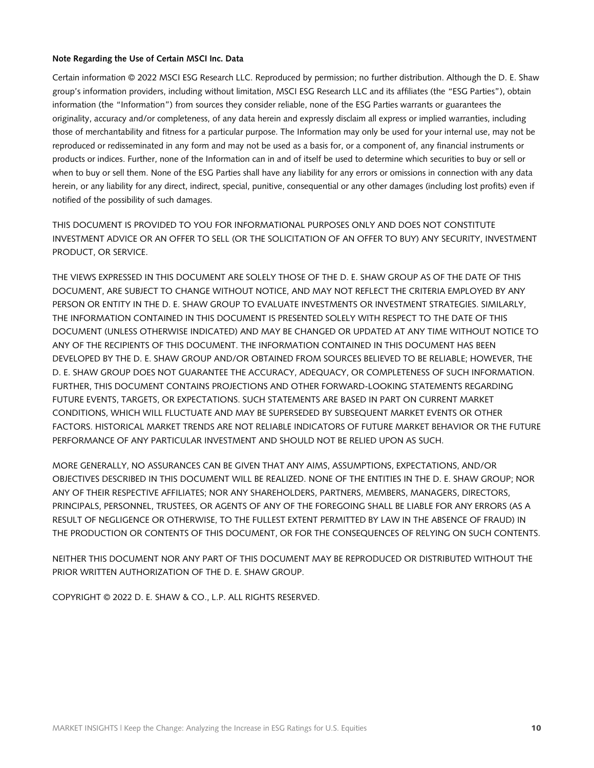**Note Regarding the Use of Certain MSCI Inc. Data**

Certain information © 2022 MSCI ESG Research LLC. Reproduced by permission; no further distribution. Although the D. E. Shaw group's information providers, including without limitation, MSCI ESG Research LLC and its affiliates (the "ESG Parties"), obtain information (the "Information") from sources they consider reliable, none of the ESG Parties warrants or guarantees the originality, accuracy and/or completeness, of any data herein and expressly disclaim all express or implied warranties, including those of merchantability and fitness for a particular purpose. The Information may only be used for your internal use, may not be reproduced or redisseminated in any form and may not be used as a basis for, or a component of, any financial instruments or products or indices. Further, none of the Information can in and of itself be used to determine which securities to buy or sell or when to buy or sell them. None of the ESG Parties shall have any liability for any errors or omissions in connection with any data herein, or any liability for any direct, indirect, special, punitive, consequential or any other damages (including lost profits) even if notified of the possibility of such damages.

THIS DOCUMENT IS PROVIDED TO YOU FOR INFORMATIONAL PURPOSES ONLY AND DOES NOT CONSTITUTE INVESTMENT ADVICE OR AN OFFER TO SELL (OR THE SOLICITATION OF AN OFFER TO BUY) ANY SECURITY, INVESTMENT PRODUCT, OR SERVICE.

THE VIEWS EXPRESSED IN THIS DOCUMENT ARE SOLELY THOSE OF THE D. E. SHAW GROUP AS OF THE DATE OF THIS DOCUMENT, ARE SUBJECT TO CHANGE WITHOUT NOTICE, AND MAY NOT REFLECT THE CRITERIA EMPLOYED BY ANY PERSON OR ENTITY IN THE D. E. SHAW GROUP TO EVALUATE INVESTMENTS OR INVESTMENT STRATEGIES. SIMILARLY, THE INFORMATION CONTAINED IN THIS DOCUMENT IS PRESENTED SOLELY WITH RESPECT TO THE DATE OF THIS DOCUMENT (UNLESS OTHERWISE INDICATED) AND MAY BE CHANGED OR UPDATED AT ANY TIME WITHOUT NOTICE TO ANY OF THE RECIPIENTS OF THIS DOCUMENT. THE INFORMATION CONTAINED IN THIS DOCUMENT HAS BEEN DEVELOPED BY THE D. E. SHAW GROUP AND/OR OBTAINED FROM SOURCES BELIEVED TO BE RELIABLE; HOWEVER, THE D. E. SHAW GROUP DOES NOT GUARANTEE THE ACCURACY, ADEQUACY, OR COMPLETENESS OF SUCH INFORMATION. FURTHER, THIS DOCUMENT CONTAINS PROJECTIONS AND OTHER FORWARD-LOOKING STATEMENTS REGARDING FUTURE EVENTS, TARGETS, OR EXPECTATIONS. SUCH STATEMENTS ARE BASED IN PART ON CURRENT MARKET CONDITIONS, WHICH WILL FLUCTUATE AND MAY BE SUPERSEDED BY SUBSEQUENT MARKET EVENTS OR OTHER FACTORS. HISTORICAL MARKET TRENDS ARE NOT RELIABLE INDICATORS OF FUTURE MARKET BEHAVIOR OR THE FUTURE PERFORMANCE OF ANY PARTICULAR INVESTMENT AND SHOULD NOT BE RELIED UPON AS SUCH.

MORE GENERALLY, NO ASSURANCES CAN BE GIVEN THAT ANY AIMS, ASSUMPTIONS, EXPECTATIONS, AND/OR OBJECTIVES DESCRIBED IN THIS DOCUMENT WILL BE REALIZED. NONE OF THE ENTITIES IN THE D. E. SHAW GROUP; NOR ANY OF THEIR RESPECTIVE AFFILIATES; NOR ANY SHAREHOLDERS, PARTNERS, MEMBERS, MANAGERS, DIRECTORS, PRINCIPALS, PERSONNEL, TRUSTEES, OR AGENTS OF ANY OF THE FOREGOING SHALL BE LIABLE FOR ANY ERRORS (AS A RESULT OF NEGLIGENCE OR OTHERWISE, TO THE FULLEST EXTENT PERMITTED BY LAW IN THE ABSENCE OF FRAUD) IN THE PRODUCTION OR CONTENTS OF THIS DOCUMENT, OR FOR THE CONSEQUENCES OF RELYING ON SUCH CONTENTS.

NEITHER THIS DOCUMENT NOR ANY PART OF THIS DOCUMENT MAY BE REPRODUCED OR DISTRIBUTED WITHOUT THE PRIOR WRITTEN AUTHORIZATION OF THE D. E. SHAW GROUP.

COPYRIGHT © 2022 D. E. SHAW & CO., L.P. ALL RIGHTS RESERVED.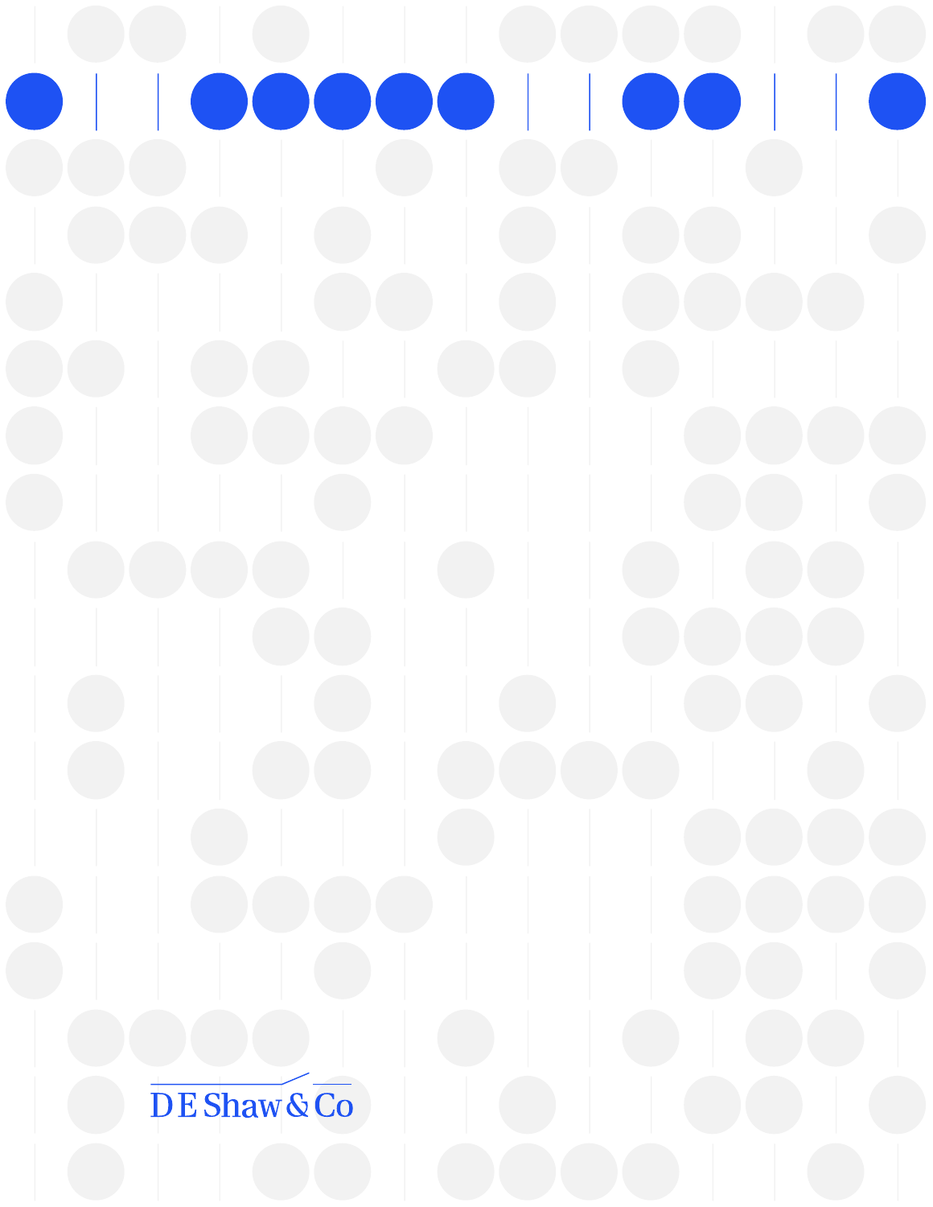D E Shaw & Co